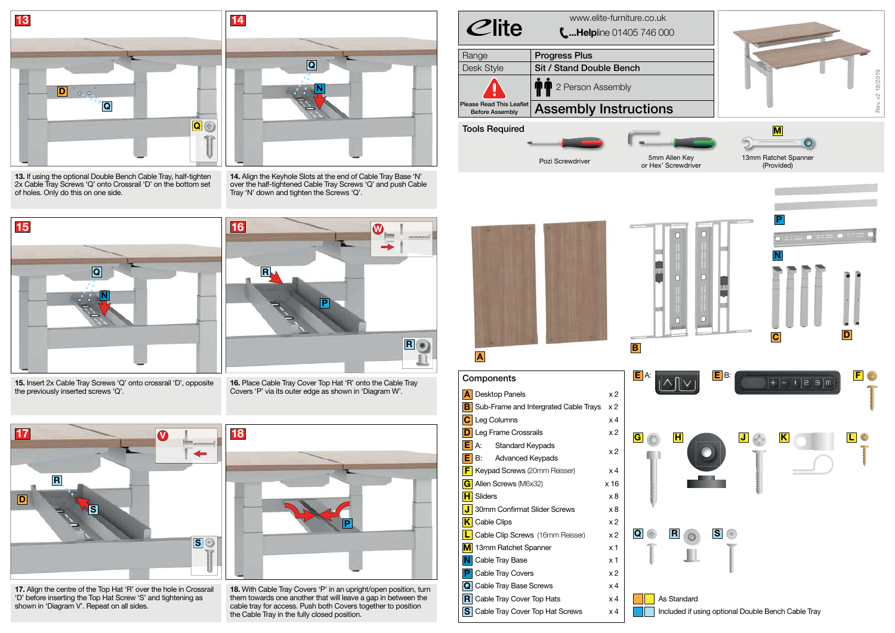# Elite

www.elite-furniture.co.uk

Helpline 01405 746 000

| Range | Progress Plus |
|---|---|
| Desk Style | Sit / Stand Double Bench |
| Please Read This Leaflet Before Assembly | 2 Person Assembly |
| | **Assembly Instructions** |

Rev. v2 19/2019

## Tools Required

- Pozi Screwdriver
- 5mm Allen Key or Hex' Screwdriver
- M: 13mm Ratchet Spanner (Provided)

## Components

| | Component | Qty |
|---|---|---|
| A | Desktop Panels | x 2 |
| B | Sub-Frame and Intergrated Cable Trays | x 2 |
| C | Leg Columns | x 4 |
| D | Leg Frame Crossrails | x 2 |
| E | A: Standard Keypads / B: Advanced Keypads | x 2 |
| F | Keypad Screws (20mm Reisser) | x 4 |
| G | Allen Screws (M6x32) | x 16 |
| H | Sliders | x 8 |
| J | 30mm Confirmat Slider Screws | x 8 |
| K | Cable Clips | x 2 |
| L | Cable Clip Screws (16mm Reisser) | x 2 |
| M | 13mm Ratchet Spanner | x 1 |
| N | Cable Tray Base | x 1 |
| P | Cable Tray Covers | x 2 |
| Q | Cable Tray Base Screws | x 4 |
| R | Cable Tray Cover Top Hats | x 4 |
| S | Cable Tray Cover Top Hat Screws | x 4 |

Orange/Yellow: As Standard

Blue: Included if using optional Double Bench Cable Tray

**13.** If using the optional Double Bench Cable Tray, half-tighten 2x Cable Tray Screws 'Q' onto Crossrail 'D' on the bottom set of holes. Only do this on one side.

**14.** Align the Keyhole Slots at the end of Cable Tray Base 'N' over the half-tightened Cable Tray Screws 'Q' and push Cable Tray 'N' down and tighten the Screws 'Q'.

**15.** Insert 2x Cable Tray Screws 'Q' onto crossrail 'D', opposite the previously inserted screws 'Q'.

**16.** Place Cable Tray Cover Top Hat 'R' onto the Cable Tray Covers 'P' via its outer edge as shown in 'Diagram W'.

**17.** Align the centre of the Top Hat 'R' over the hole in Crossrail 'D' before inserting the Top Hat Screw 'S' and tightening as shown in 'Diagram V'. Repeat on all sides.

**18.** With Cable Tray Covers 'P' in an upright/open position, turn them towards one another that will leave a gap in between the cable tray for access. Push both Covers together to position the Cable Tray in the fully closed position.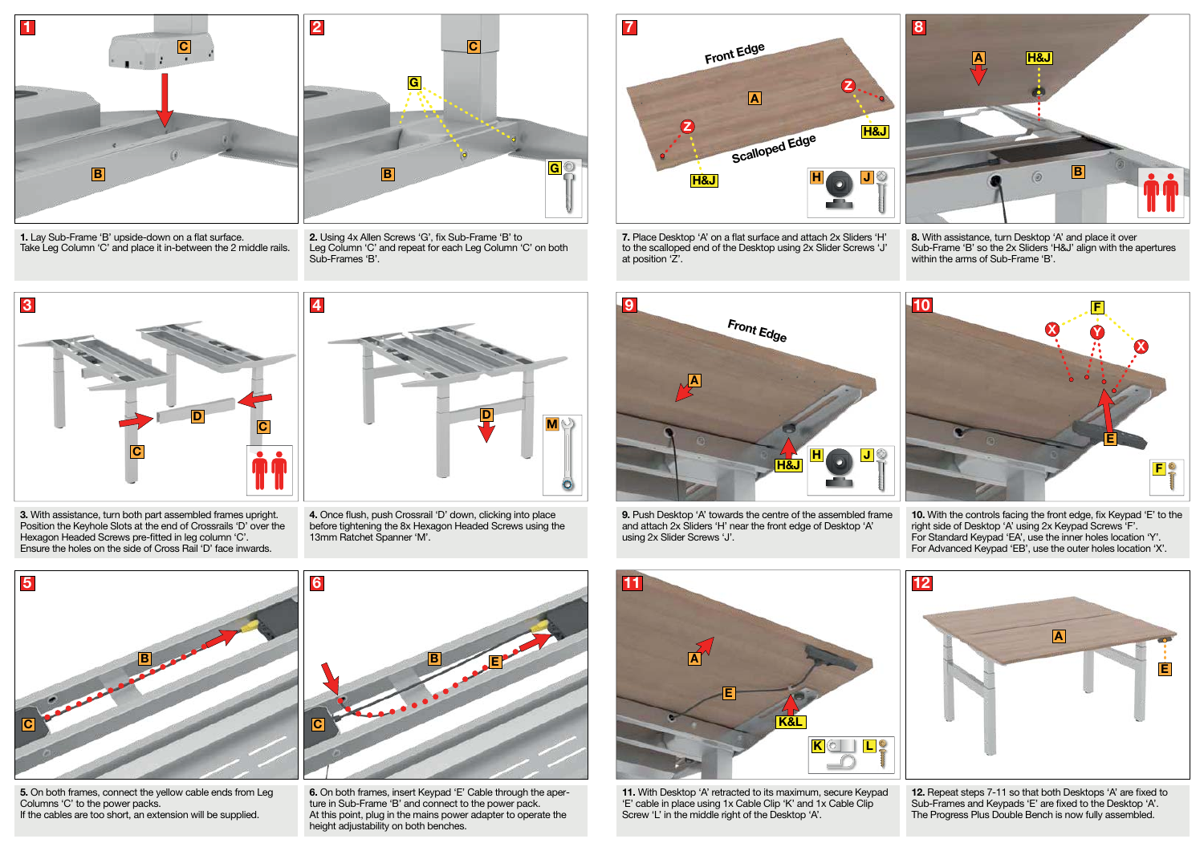**1.** Lay Sub-Frame 'B' upside-down on a flat surface.
Take Leg Column 'C' and place it in-between the 2 middle rails.

**2.** Using 4x Allen Screws 'G', fix Sub-Frame 'B' to Leg Column 'C' and repeat for each Leg Column 'C' on both Sub-Frames 'B'.

**3.** With assistance, turn both part assembled frames upright.
Position the Keyhole Slots at the end of Crossrails 'D' over the Hexagon Headed Screws pre-fitted in leg column 'C'.
Ensure the holes on the side of Cross Rail 'D' face inwards.

**4.** Once flush, push Crossrail 'D' down, clicking into place before tightening the 8x Hexagon Headed Screws using the 13mm Ratchet Spanner 'M'.

**5.** On both frames, connect the yellow cable ends from Leg Columns 'C' to the power packs.
If the cables are too short, an extension will be supplied.

**6.** On both frames, insert Keypad 'E' Cable through the aperture in Sub-Frame 'B' and connect to the power pack.
At this point, plug in the mains power adapter to operate the height adjustability on both benches.

**7.** Place Desktop 'A' on a flat surface and attach 2x Sliders 'H' to the scalloped end of the Desktop using 2x Slider Screws 'J' at position 'Z'.

**8.** With assistance, turn Desktop 'A' and place it over Sub-Frame 'B' so the 2x Sliders 'H&J' align with the apertures within the arms of Sub-Frame 'B'.

**9.** Push Desktop 'A' towards the centre of the assembled frame and attach 2x Sliders 'H' near the front edge of Desktop 'A' using 2x Slider Screws 'J'.

**10.** With the controls facing the front edge, fix Keypad 'E' to the right side of Desktop 'A' using 2x Keypad Screws 'F'.
For Standard Keypad 'EA', use the inner holes location 'Y'.
For Advanced Keypad 'EB', use the outer holes location 'X'.

**11.** With Desktop 'A' retracted to its maximum, secure Keypad 'E' cable in place using 1x Cable Clip 'K' and 1x Cable Clip Screw 'L' in the middle right of the Desktop 'A'.

**12.** Repeat steps 7-11 so that both Desktops 'A' are fixed to Sub-Frames and Keypads 'E' are fixed to the Desktop 'A'.
The Progress Plus Double Bench is now fully assembled.